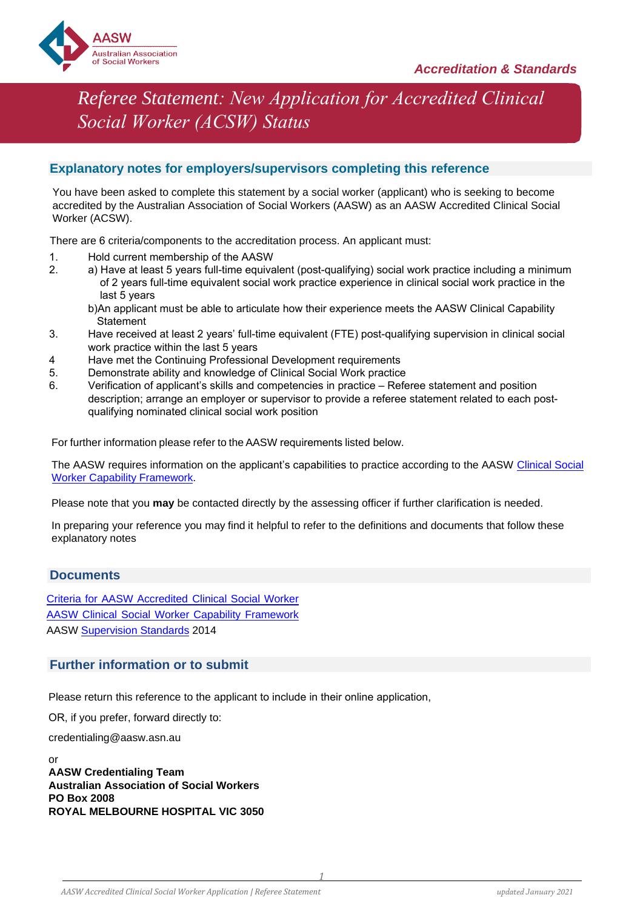**Accreditation & Standards**

# Referee Statement: New Application for Accredited Clinical Social Worker (ACSW) Status

## Explanatory notes for employers/supervisors completing this reference

You have been asked to complete this statement by a social worker (applicant) who is seeking to become accredited by the Australian Association of Social Workers (AASW) as an AASW Accredited Clinical Social Worker (ACSW).

There are 6 criteria/components to the accreditation process. An applicant must:

1. Hold current membership of the AASW
2. a) Have at least 5 years full-time equivalent (post-qualifying) social work practice including a minimum of 2 years full-time equivalent social work practice experience in clinical social work practice in the last 5 years
   b)An applicant must be able to articulate how their experience meets the AASW Clinical Capability Statement
3. Have received at least 2 years' full-time equivalent (FTE) post-qualifying supervision in clinical social work practice within the last 5 years
4. Have met the Continuing Professional Development requirements
5. Demonstrate ability and knowledge of Clinical Social Work practice
6. Verification of applicant's skills and competencies in practice – Referee statement and position description; arrange an employer or supervisor to provide a referee statement related to each post-qualifying nominated clinical social work position

For further information please refer to the AASW requirements listed below.

The AASW requires information on the applicant's capabilities to practice according to the AASW Clinical Social Worker Capability Framework.

Please note that you **may** be contacted directly by the assessing officer if further clarification is needed.

In preparing your reference you may find it helpful to refer to the definitions and documents that follow these explanatory notes

## Documents

Criteria for AASW Accredited Clinical Social Worker
AASW Clinical Social Worker Capability Framework
AASW Supervision Standards 2014

## Further information or to submit

Please return this reference to the applicant to include in their online application,

OR, if you prefer, forward directly to:

credentialing@aasw.asn.au

or
**AASW Credentialing Team**
**Australian Association of Social Workers**
**PO Box 2008**
**ROYAL MELBOURNE HOSPITAL VIC 3050**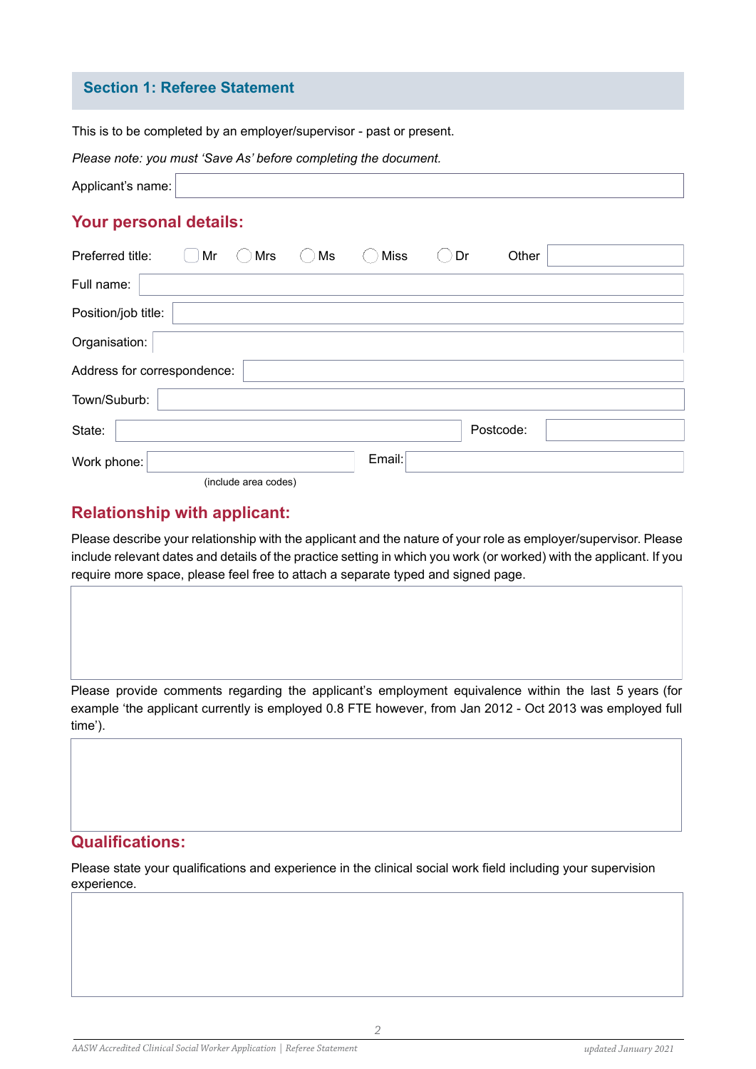## Section 1: Referee Statement

This is to be completed by an employer/supervisor - past or present.

*Please note: you must 'Save As' before completing the document.*

Applicant's name:

### Your personal details:

Preferred title: ◯ Mr ◯ Mrs ◯ Ms ◯ Miss ◯ Dr Other

Full name:

Position/job title:

Organisation:

Address for correspondence:

Town/Suburb:

State: Postcode:

Work phone: Email:

(include area codes)

### Relationship with applicant:

Please describe your relationship with the applicant and the nature of your role as employer/supervisor. Please include relevant dates and details of the practice setting in which you work (or worked) with the applicant. If you require more space, please feel free to attach a separate typed and signed page.

Please provide comments regarding the applicant's employment equivalence within the last 5 years (for example 'the applicant currently is employed 0.8 FTE however, from Jan 2012 - Oct 2013 was employed full time').

### Qualifications:

Please state your qualifications and experience in the clinical social work field including your supervision experience.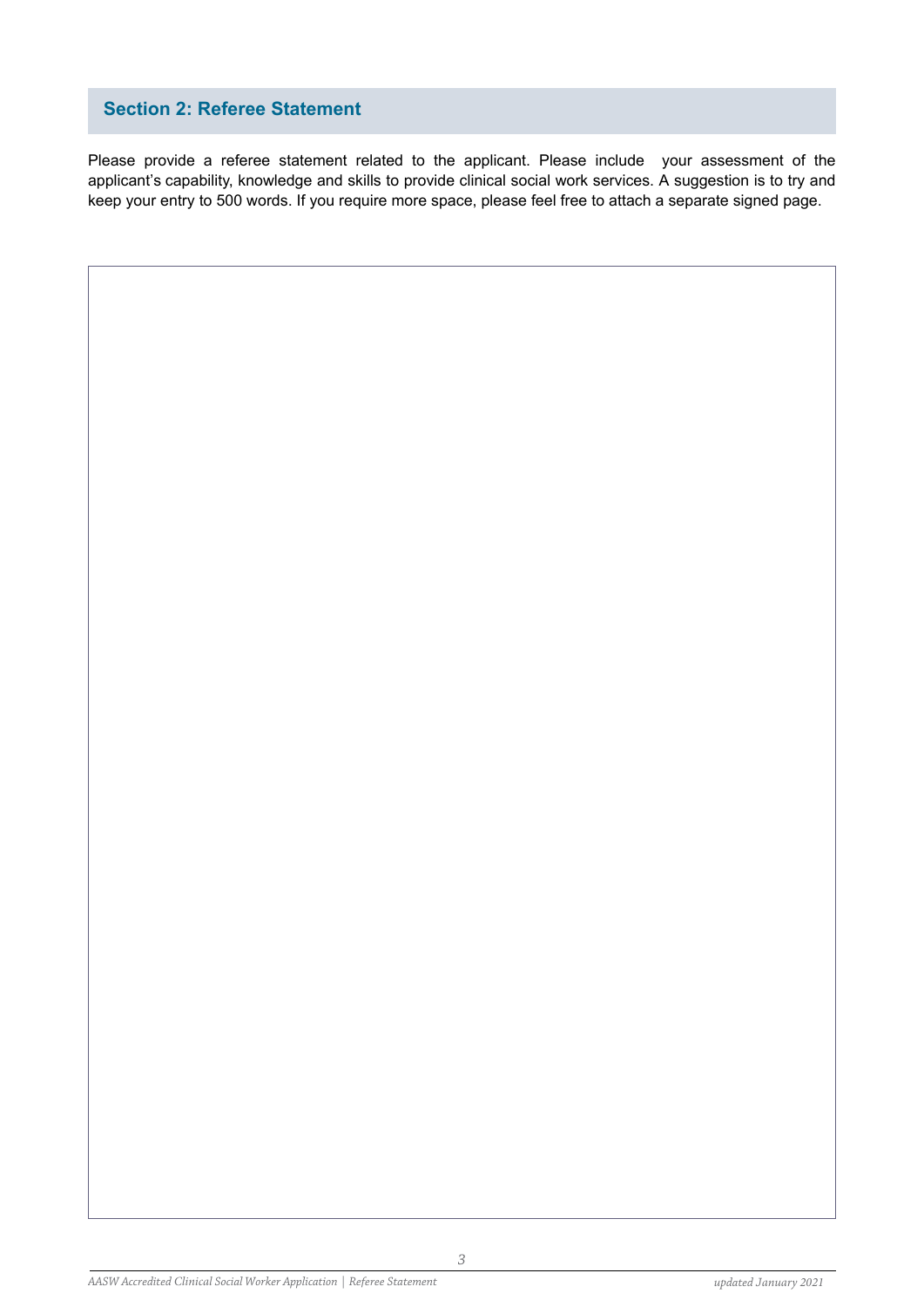## Section 2: Referee Statement

Please provide a referee statement related to the applicant. Please include your assessment of the applicant's capability, knowledge and skills to provide clinical social work services. A suggestion is to try and keep your entry to 500 words. If you require more space, please feel free to attach a separate signed page.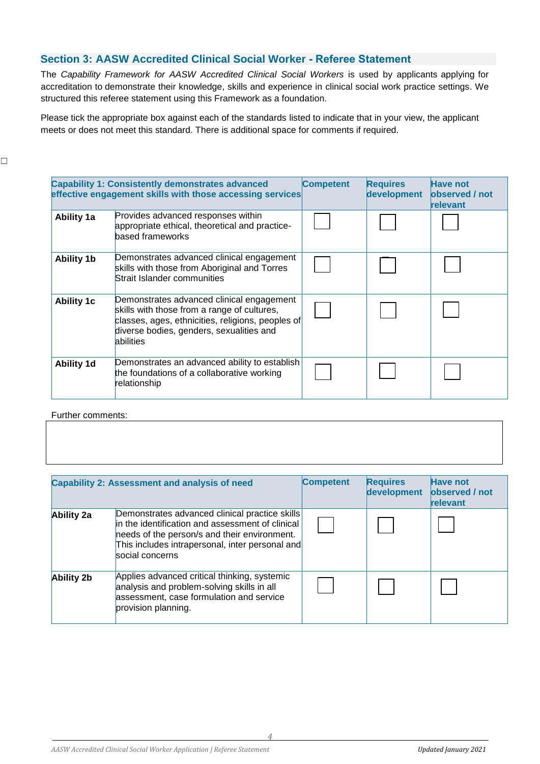## Section 3: AASW Accredited Clinical Social Worker - Referee Statement

The *Capability Framework for AASW Accredited Clinical Social Workers* is used by applicants applying for accreditation to demonstrate their knowledge, skills and experience in clinical social work practice settings. We structured this referee statement using this Framework as a foundation.

Please tick the appropriate box against each of the standards listed to indicate that in your view, the applicant meets or does not meet this standard. There is additional space for comments if required.

☐

| Capability 1: Consistently demonstrates advanced effective engagement skills with those accessing services | | Competent | Requires development | Have not observed / not relevant |
|---|---|---|---|---|
| **Ability 1a** | Provides advanced responses within appropriate ethical, theoretical and practice-based frameworks | ☐ | ☐ | ☐ |
| **Ability 1b** | Demonstrates advanced clinical engagement skills with those from Aboriginal and Torres Strait Islander communities | ☐ | ☐ | ☐ |
| **Ability 1c** | Demonstrates advanced clinical engagement skills with those from a range of cultures, classes, ages, ethnicities, religions, peoples of diverse bodies, genders, sexualities and abilities | ☐ | ☐ | ☐ |
| **Ability 1d** | Demonstrates an advanced ability to establish the foundations of a collaborative working relationship | ☐ | ☐ | ☐ |

Further comments:

| Capability 2: Assessment and analysis of need | | Competent | Requires development | Have not observed / not relevant |
|---|---|---|---|---|
| **Ability 2a** | Demonstrates advanced clinical practice skills in the identification and assessment of clinical needs of the person/s and their environment. This includes intrapersonal, inter personal and social concerns | ☐ | ☐ | ☐ |
| **Ability 2b** | Applies advanced critical thinking, systemic analysis and problem-solving skills in all assessment, case formulation and service provision planning. | ☐ | ☐ | ☐ |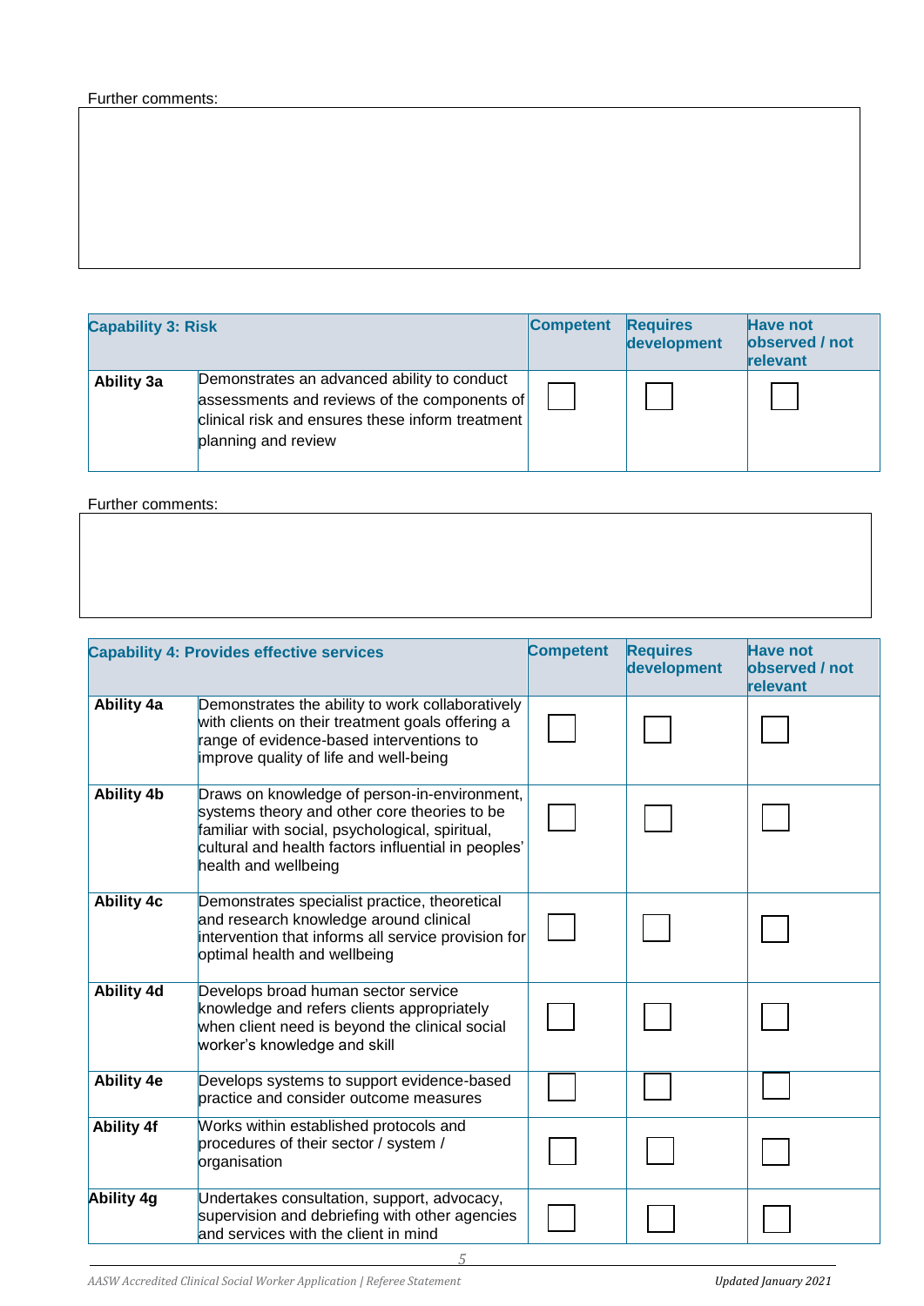Further comments:

| Capability 3: Risk | | Competent | Requires development | Have not observed / not relevant |
|---|---|---|---|---|
| **Ability 3a** | Demonstrates an advanced ability to conduct assessments and reviews of the components of clinical risk and ensures these inform treatment planning and review | ☐ | ☐ | ☐ |

Further comments:

| Capability 4: Provides effective services | | Competent | Requires development | Have not observed / not relevant |
|---|---|---|---|---|
| **Ability 4a** | Demonstrates the ability to work collaboratively with clients on their treatment goals offering a range of evidence-based interventions to improve quality of life and well-being | ☐ | ☐ | ☐ |
| **Ability 4b** | Draws on knowledge of person-in-environment, systems theory and other core theories to be familiar with social, psychological, spiritual, cultural and health factors influential in peoples' health and wellbeing | ☐ | ☐ | ☐ |
| **Ability 4c** | Demonstrates specialist practice, theoretical and research knowledge around clinical intervention that informs all service provision for optimal health and wellbeing | ☐ | ☐ | ☐ |
| **Ability 4d** | Develops broad human sector service knowledge and refers clients appropriately when client need is beyond the clinical social worker's knowledge and skill | ☐ | ☐ | ☐ |
| **Ability 4e** | Develops systems to support evidence-based practice and consider outcome measures | ☐ | ☐ | ☐ |
| **Ability 4f** | Works within established protocols and procedures of their sector / system / organisation | ☐ | ☐ | ☐ |
| **Ability 4g** | Undertakes consultation, support, advocacy, supervision and debriefing with other agencies and services with the client in mind | ☐ | ☐ | ☐ |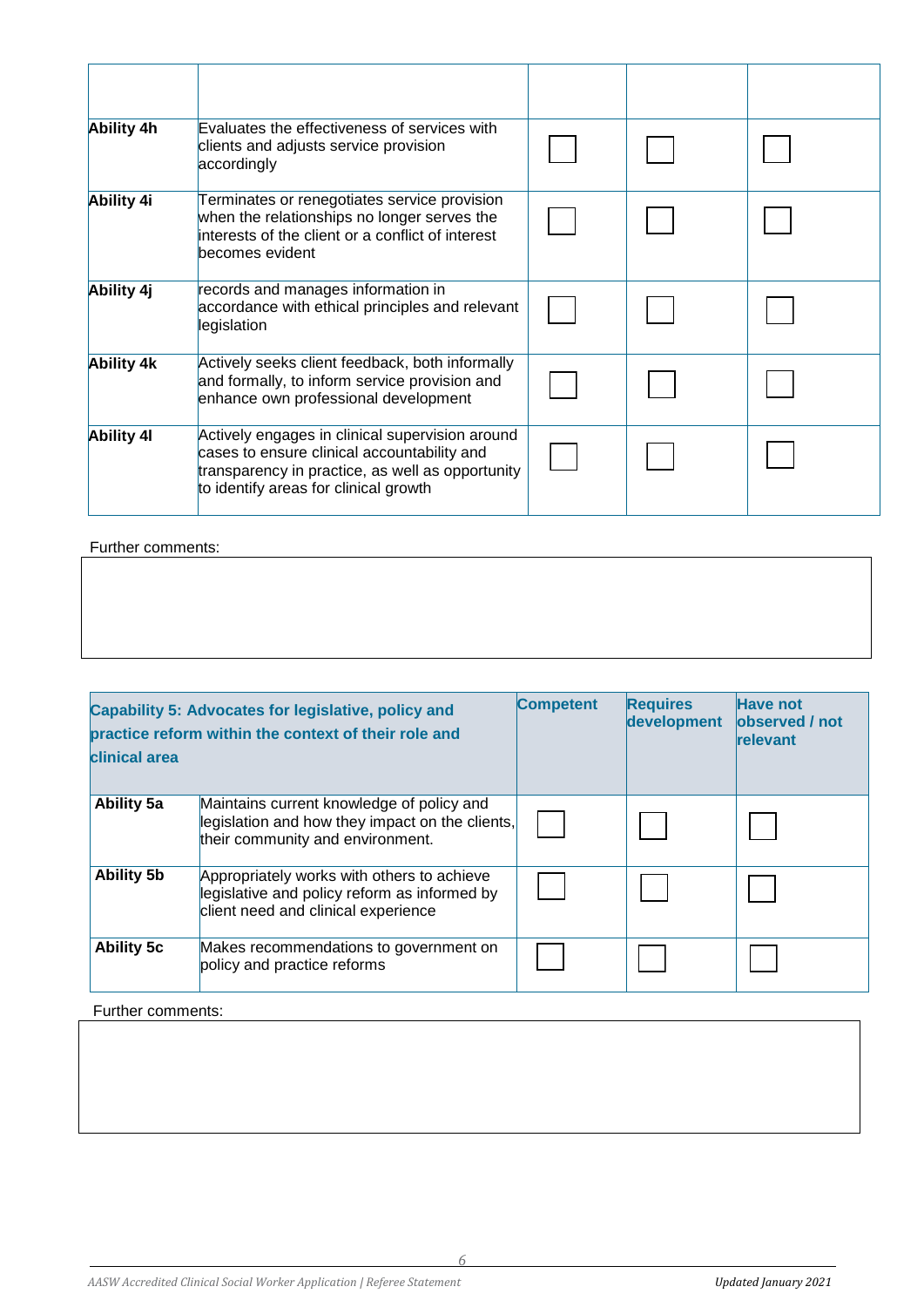| | | | | |
|---|---|---|---|---|
| **Ability 4h** | Evaluates the effectiveness of services with clients and adjusts service provision accordingly | ☐ | ☐ | ☐ |
| **Ability 4i** | Terminates or renegotiates service provision when the relationships no longer serves the interests of the client or a conflict of interest becomes evident | ☐ | ☐ | ☐ |
| **Ability 4j** | records and manages information in accordance with ethical principles and relevant legislation | ☐ | ☐ | ☐ |
| **Ability 4k** | Actively seeks client feedback, both informally and formally, to inform service provision and enhance own professional development | ☐ | ☐ | ☐ |
| **Ability 4l** | Actively engages in clinical supervision around cases to ensure clinical accountability and transparency in practice, as well as opportunity to identify areas for clinical growth | ☐ | ☐ | ☐ |

Further comments:

| |
|---|
| |

| **Capability 5: Advocates for legislative, policy and practice reform within the context of their role and clinical area** | | **Competent** | **Requires development** | **Have not observed / not relevant** |
|---|---|---|---|---|
| **Ability 5a** | Maintains current knowledge of policy and legislation and how they impact on the clients, their community and environment. | ☐ | ☐ | ☐ |
| **Ability 5b** | Appropriately works with others to achieve legislative and policy reform as informed by client need and clinical experience | ☐ | ☐ | ☐ |
| **Ability 5c** | Makes recommendations to government on policy and practice reforms | ☐ | ☐ | ☐ |

Further comments:

| |
|---|
| |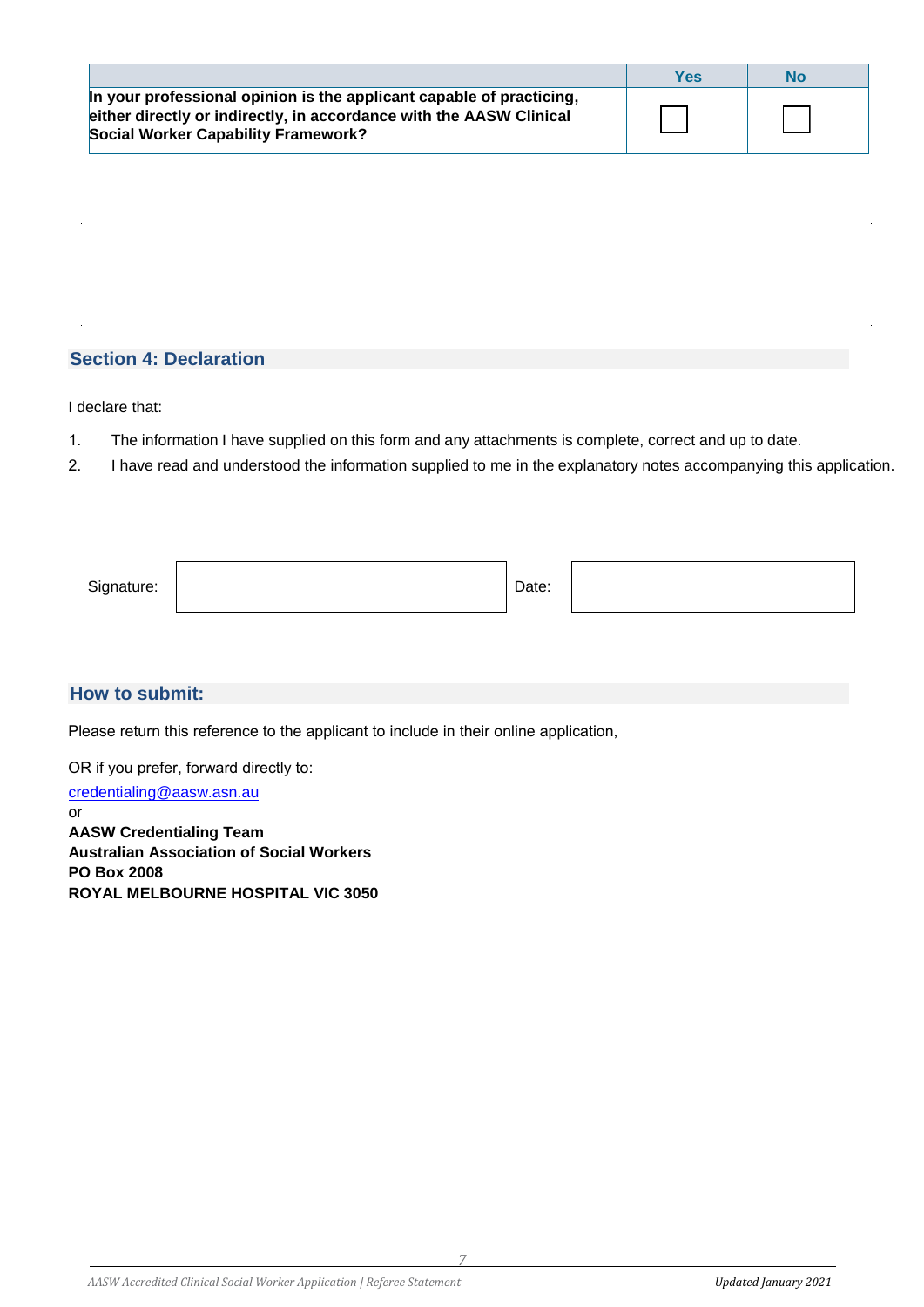| | Yes | No |
|---|---|---|
| **In your professional opinion is the applicant capable of practicing, either directly or indirectly, in accordance with the AASW Clinical Social Worker Capability Framework?** | ☐ | ☐ |

## Section 4: Declaration

I declare that:

1. The information I have supplied on this form and any attachments is complete, correct and up to date.
2. I have read and understood the information supplied to me in the explanatory notes accompanying this application.

| | | | |
|---|---|---|---|
| Signature: | | Date: | |

## How to submit:

Please return this reference to the applicant to include in their online application,

OR if you prefer, forward directly to:

credentialing@aasw.asn.au

or

**AASW Credentialing Team**
**Australian Association of Social Workers**
**PO Box 2008**
**ROYAL MELBOURNE HOSPITAL VIC 3050**